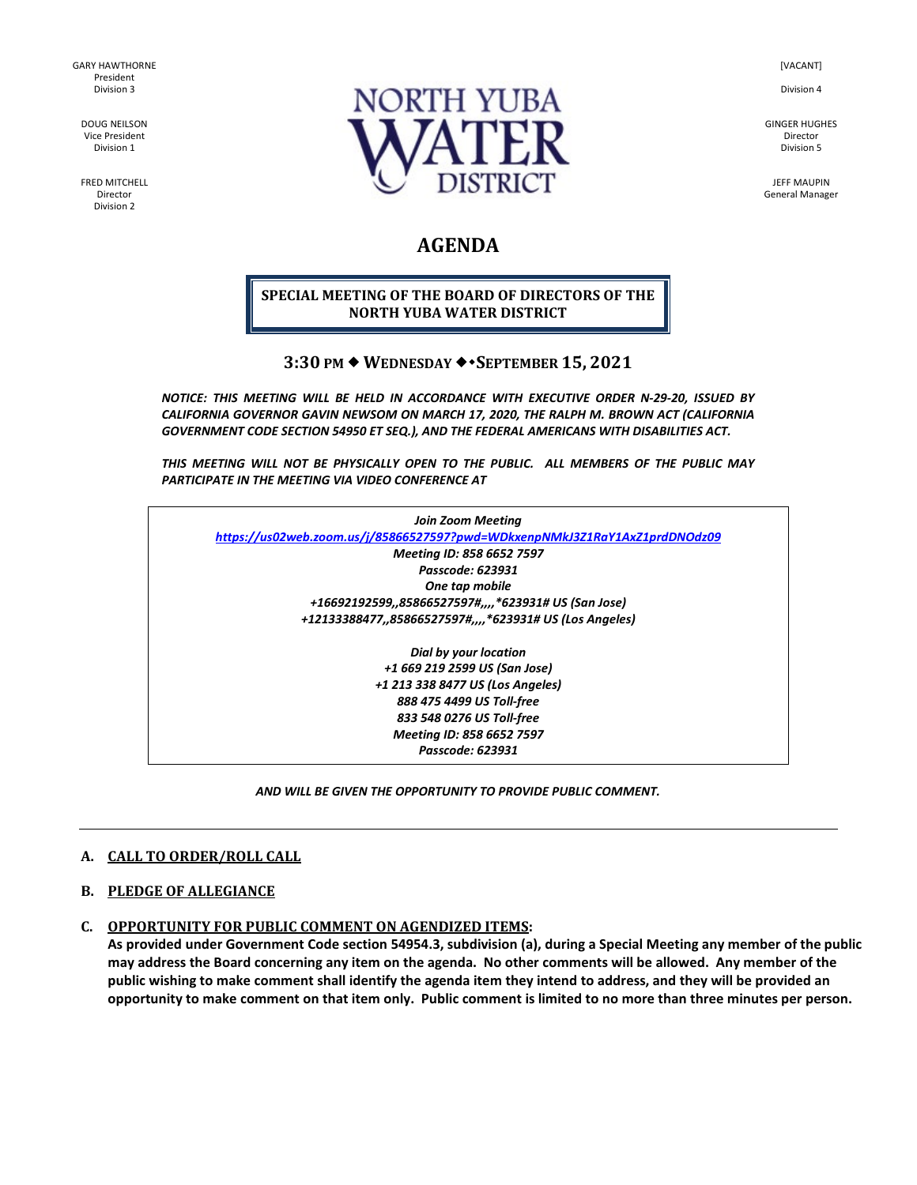GARY HAWTHORNE
President
Division 3

DOUG NEILSON
Vice President
Division 1

FRED MITCHELL
Director
Division 2

# NORTH YUBA WATER DISTRICT

[VACANT]

Division 4

GINGER HUGHES
Director
Division 5

JEFF MAUPIN
General Manager

# AGENDA

**SPECIAL MEETING OF THE BOARD OF DIRECTORS OF THE NORTH YUBA WATER DISTRICT**

**3:30 PM ◆ WEDNESDAY ◆•SEPTEMBER 15, 2021**

***NOTICE: THIS MEETING WILL BE HELD IN ACCORDANCE WITH EXECUTIVE ORDER N-29-20, ISSUED BY CALIFORNIA GOVERNOR GAVIN NEWSOM ON MARCH 17, 2020, THE RALPH M. BROWN ACT (CALIFORNIA GOVERNMENT CODE SECTION 54950 ET SEQ.), AND THE FEDERAL AMERICANS WITH DISABILITIES ACT.***

***THIS MEETING WILL NOT BE PHYSICALLY OPEN TO THE PUBLIC. ALL MEMBERS OF THE PUBLIC MAY PARTICIPATE IN THE MEETING VIA VIDEO CONFERENCE AT***

***Join Zoom Meeting***
***https://us02web.zoom.us/j/85866527597?pwd=WDkxenpNMkJ3Z1RaY1AxZ1prdDNOdz09***
***Meeting ID: 858 6652 7597***
***Passcode: 623931***
***One tap mobile***
***+16692192599,,85866527597#,,,,*623931# US (San Jose)***
***+12133388477,,85866527597#,,,,*623931# US (Los Angeles)***

***Dial by your location***
***+1 669 219 2599 US (San Jose)***
***+1 213 338 8477 US (Los Angeles)***
***888 475 4499 US Toll-free***
***833 548 0276 US Toll-free***
***Meeting ID: 858 6652 7597***
***Passcode: 623931***

***AND WILL BE GIVEN THE OPPORTUNITY TO PROVIDE PUBLIC COMMENT.***

---

**A. CALL TO ORDER/ROLL CALL**

**B. PLEDGE OF ALLEGIANCE**

**C. OPPORTUNITY FOR PUBLIC COMMENT ON AGENDIZED ITEMS:**
**As provided under Government Code section 54954.3, subdivision (a), during a Special Meeting any member of the public may address the Board concerning any item on the agenda. No other comments will be allowed. Any member of the public wishing to make comment shall identify the agenda item they intend to address, and they will be provided an opportunity to make comment on that item only. Public comment is limited to no more than three minutes per person.**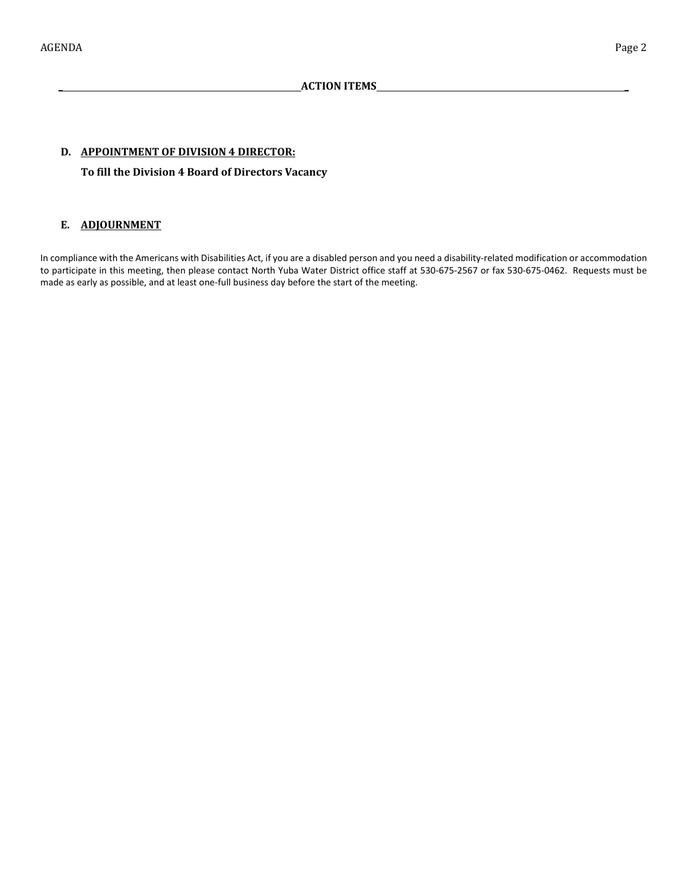## ACTION ITEMS

**D. APPOINTMENT OF DIVISION 4 DIRECTOR:**

**To fill the Division 4 Board of Directors Vacancy**

**E. ADJOURNMENT**

In compliance with the Americans with Disabilities Act, if you are a disabled person and you need a disability-related modification or accommodation to participate in this meeting, then please contact North Yuba Water District office staff at 530-675-2567 or fax 530-675-0462. Requests must be made as early as possible, and at least one-full business day before the start of the meeting.